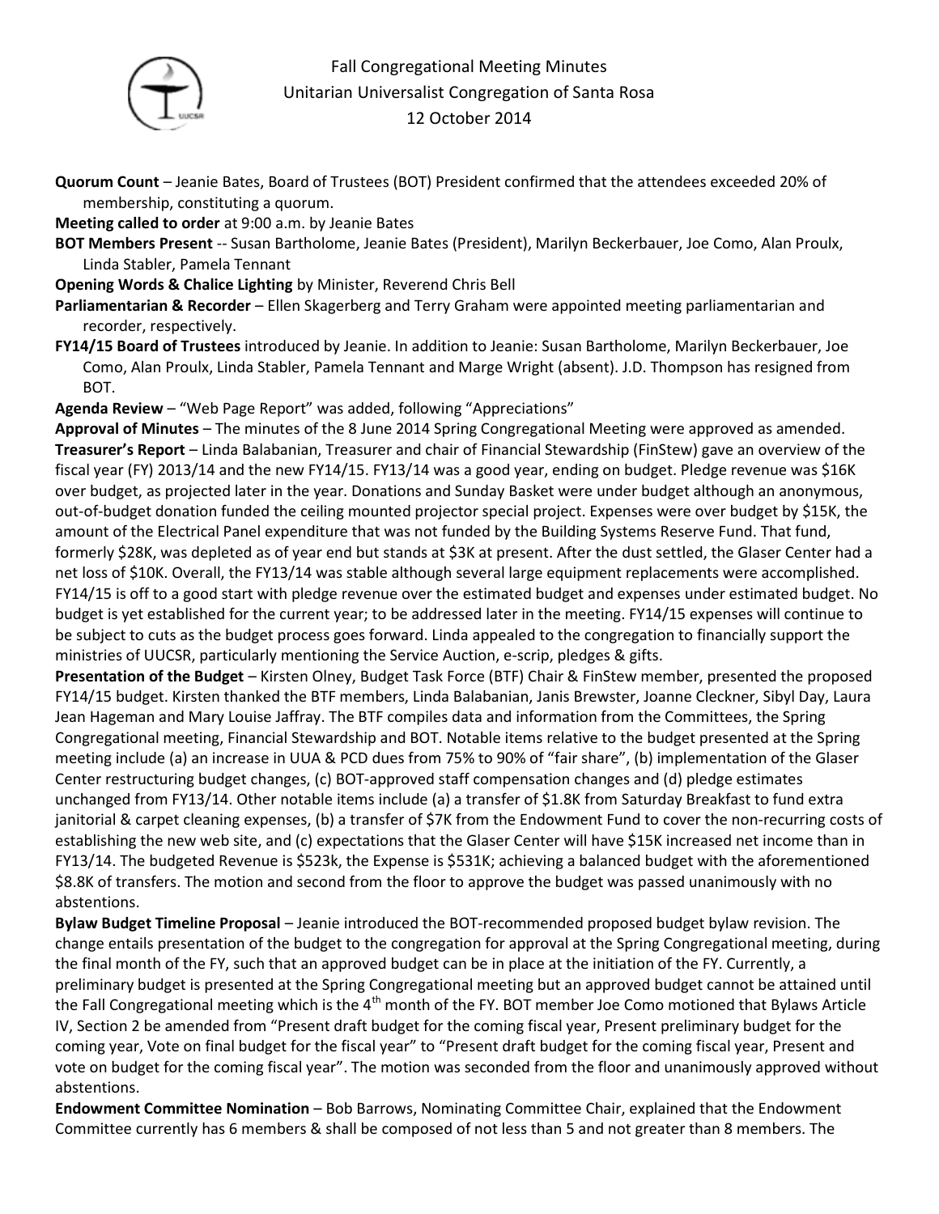# Fall Congregational Meeting Minutes
## Unitarian Universalist Congregation of Santa Rosa
### 12 October 2014

**Quorum Count** – Jeanie Bates, Board of Trustees (BOT) President confirmed that the attendees exceeded 20% of membership, constituting a quorum.

**Meeting called to order** at 9:00 a.m. by Jeanie Bates

**BOT Members Present** -- Susan Bartholome, Jeanie Bates (President), Marilyn Beckerbauer, Joe Como, Alan Proulx, Linda Stabler, Pamela Tennant

**Opening Words & Chalice Lighting** by Minister, Reverend Chris Bell

**Parliamentarian & Recorder** – Ellen Skagerberg and Terry Graham were appointed meeting parliamentarian and recorder, respectively.

**FY14/15 Board of Trustees** introduced by Jeanie. In addition to Jeanie: Susan Bartholome, Marilyn Beckerbauer, Joe Como, Alan Proulx, Linda Stabler, Pamela Tennant and Marge Wright (absent). J.D. Thompson has resigned from BOT.

**Agenda Review** – "Web Page Report" was added, following "Appreciations"

**Approval of Minutes** – The minutes of the 8 June 2014 Spring Congregational Meeting were approved as amended.

**Treasurer's Report** – Linda Balabanian, Treasurer and chair of Financial Stewardship (FinStew) gave an overview of the fiscal year (FY) 2013/14 and the new FY14/15. FY13/14 was a good year, ending on budget. Pledge revenue was $16K over budget, as projected later in the year. Donations and Sunday Basket were under budget although an anonymous, out-of-budget donation funded the ceiling mounted projector special project. Expenses were over budget by $15K, the amount of the Electrical Panel expenditure that was not funded by the Building Systems Reserve Fund. That fund, formerly $28K, was depleted as of year end but stands at $3K at present. After the dust settled, the Glaser Center had a net loss of $10K. Overall, the FY13/14 was stable although several large equipment replacements were accomplished. FY14/15 is off to a good start with pledge revenue over the estimated budget and expenses under estimated budget. No budget is yet established for the current year; to be addressed later in the meeting. FY14/15 expenses will continue to be subject to cuts as the budget process goes forward. Linda appealed to the congregation to financially support the ministries of UUCSR, particularly mentioning the Service Auction, e-scrip, pledges & gifts.

**Presentation of the Budget** – Kirsten Olney, Budget Task Force (BTF) Chair & FinStew member, presented the proposed FY14/15 budget. Kirsten thanked the BTF members, Linda Balabanian, Janis Brewster, Joanne Cleckner, Sibyl Day, Laura Jean Hageman and Mary Louise Jaffray. The BTF compiles data and information from the Committees, the Spring Congregational meeting, Financial Stewardship and BOT. Notable items relative to the budget presented at the Spring meeting include (a) an increase in UUA & PCD dues from 75% to 90% of "fair share", (b) implementation of the Glaser Center restructuring budget changes, (c) BOT-approved staff compensation changes and (d) pledge estimates unchanged from FY13/14. Other notable items include (a) a transfer of $1.8K from Saturday Breakfast to fund extra janitorial & carpet cleaning expenses, (b) a transfer of $7K from the Endowment Fund to cover the non-recurring costs of establishing the new web site, and (c) expectations that the Glaser Center will have $15K increased net income than in FY13/14. The budgeted Revenue is $523k, the Expense is $531K; achieving a balanced budget with the aforementioned $8.8K of transfers. The motion and second from the floor to approve the budget was passed unanimously with no abstentions.

**Bylaw Budget Timeline Proposal** – Jeanie introduced the BOT-recommended proposed budget bylaw revision. The change entails presentation of the budget to the congregation for approval at the Spring Congregational meeting, during the final month of the FY, such that an approved budget can be in place at the initiation of the FY. Currently, a preliminary budget is presented at the Spring Congregational meeting but an approved budget cannot be attained until the Fall Congregational meeting which is the 4th month of the FY. BOT member Joe Como motioned that Bylaws Article IV, Section 2 be amended from "Present draft budget for the coming fiscal year, Present preliminary budget for the coming year, Vote on final budget for the fiscal year" to "Present draft budget for the coming fiscal year, Present and vote on budget for the coming fiscal year". The motion was seconded from the floor and unanimously approved without abstentions.

**Endowment Committee Nomination** – Bob Barrows, Nominating Committee Chair, explained that the Endowment Committee currently has 6 members & shall be composed of not less than 5 and not greater than 8 members. The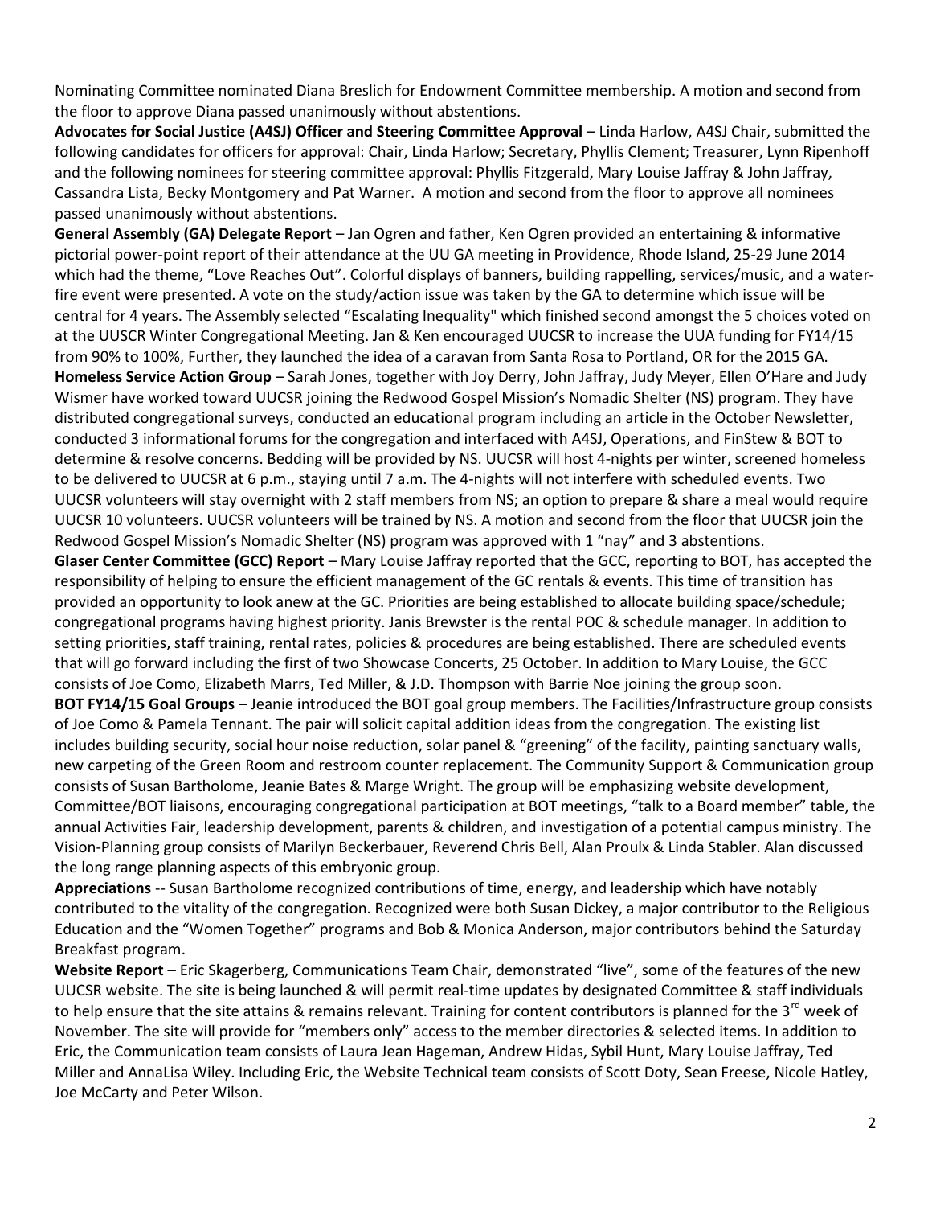Nominating Committee nominated Diana Breslich for Endowment Committee membership. A motion and second from the floor to approve Diana passed unanimously without abstentions.

**Advocates for Social Justice (A4SJ) Officer and Steering Committee Approval** – Linda Harlow, A4SJ Chair, submitted the following candidates for officers for approval: Chair, Linda Harlow; Secretary, Phyllis Clement; Treasurer, Lynn Ripenhoff and the following nominees for steering committee approval: Phyllis Fitzgerald, Mary Louise Jaffray & John Jaffray, Cassandra Lista, Becky Montgomery and Pat Warner. A motion and second from the floor to approve all nominees passed unanimously without abstentions.

**General Assembly (GA) Delegate Report** – Jan Ogren and father, Ken Ogren provided an entertaining & informative pictorial power-point report of their attendance at the UU GA meeting in Providence, Rhode Island, 25-29 June 2014 which had the theme, "Love Reaches Out". Colorful displays of banners, building rappelling, services/music, and a water-fire event were presented. A vote on the study/action issue was taken by the GA to determine which issue will be central for 4 years. The Assembly selected "Escalating Inequality" which finished second amongst the 5 choices voted on at the UUSCR Winter Congregational Meeting. Jan & Ken encouraged UUCSR to increase the UUA funding for FY14/15 from 90% to 100%, Further, they launched the idea of a caravan from Santa Rosa to Portland, OR for the 2015 GA.

**Homeless Service Action Group** – Sarah Jones, together with Joy Derry, John Jaffray, Judy Meyer, Ellen O'Hare and Judy Wismer have worked toward UUCSR joining the Redwood Gospel Mission's Nomadic Shelter (NS) program. They have distributed congregational surveys, conducted an educational program including an article in the October Newsletter, conducted 3 informational forums for the congregation and interfaced with A4SJ, Operations, and FinStew & BOT to determine & resolve concerns. Bedding will be provided by NS. UUCSR will host 4-nights per winter, screened homeless to be delivered to UUCSR at 6 p.m., staying until 7 a.m. The 4-nights will not interfere with scheduled events. Two UUCSR volunteers will stay overnight with 2 staff members from NS; an option to prepare & share a meal would require UUCSR 10 volunteers. UUCSR volunteers will be trained by NS. A motion and second from the floor that UUCSR join the Redwood Gospel Mission's Nomadic Shelter (NS) program was approved with 1 "nay" and 3 abstentions.

**Glaser Center Committee (GCC) Report** – Mary Louise Jaffray reported that the GCC, reporting to BOT, has accepted the responsibility of helping to ensure the efficient management of the GC rentals & events. This time of transition has provided an opportunity to look anew at the GC. Priorities are being established to allocate building space/schedule; congregational programs having highest priority. Janis Brewster is the rental POC & schedule manager. In addition to setting priorities, staff training, rental rates, policies & procedures are being established. There are scheduled events that will go forward including the first of two Showcase Concerts, 25 October. In addition to Mary Louise, the GCC consists of Joe Como, Elizabeth Marrs, Ted Miller, & J.D. Thompson with Barrie Noe joining the group soon.

**BOT FY14/15 Goal Groups** – Jeanie introduced the BOT goal group members. The Facilities/Infrastructure group consists of Joe Como & Pamela Tennant. The pair will solicit capital addition ideas from the congregation. The existing list includes building security, social hour noise reduction, solar panel & "greening" of the facility, painting sanctuary walls, new carpeting of the Green Room and restroom counter replacement. The Community Support & Communication group consists of Susan Bartholome, Jeanie Bates & Marge Wright. The group will be emphasizing website development, Committee/BOT liaisons, encouraging congregational participation at BOT meetings, "talk to a Board member" table, the annual Activities Fair, leadership development, parents & children, and investigation of a potential campus ministry. The Vision-Planning group consists of Marilyn Beckerbauer, Reverend Chris Bell, Alan Proulx & Linda Stabler. Alan discussed the long range planning aspects of this embryonic group.

**Appreciations** -- Susan Bartholome recognized contributions of time, energy, and leadership which have notably contributed to the vitality of the congregation. Recognized were both Susan Dickey, a major contributor to the Religious Education and the "Women Together" programs and Bob & Monica Anderson, major contributors behind the Saturday Breakfast program.

**Website Report** – Eric Skagerberg, Communications Team Chair, demonstrated "live", some of the features of the new UUCSR website. The site is being launched & will permit real-time updates by designated Committee & staff individuals to help ensure that the site attains & remains relevant. Training for content contributors is planned for the 3rd week of November. The site will provide for "members only" access to the member directories & selected items. In addition to Eric, the Communication team consists of Laura Jean Hageman, Andrew Hidas, Sybil Hunt, Mary Louise Jaffray, Ted Miller and AnnaLisa Wiley. Including Eric, the Website Technical team consists of Scott Doty, Sean Freese, Nicole Hatley, Joe McCarty and Peter Wilson.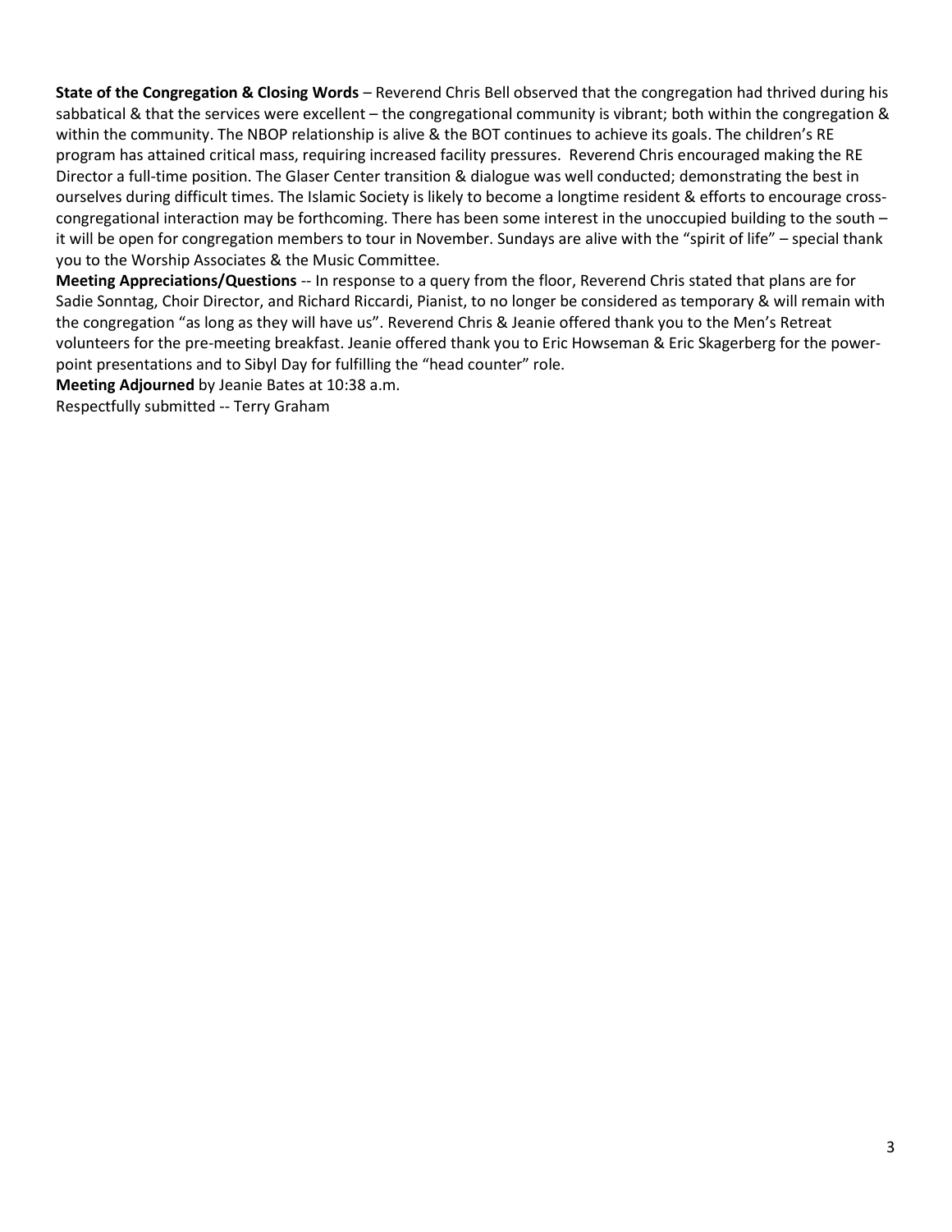**State of the Congregation & Closing Words** – Reverend Chris Bell observed that the congregation had thrived during his sabbatical & that the services were excellent – the congregational community is vibrant; both within the congregation & within the community. The NBOP relationship is alive & the BOT continues to achieve its goals. The children's RE program has attained critical mass, requiring increased facility pressures. Reverend Chris encouraged making the RE Director a full-time position. The Glaser Center transition & dialogue was well conducted; demonstrating the best in ourselves during difficult times. The Islamic Society is likely to become a longtime resident & efforts to encourage cross-congregational interaction may be forthcoming. There has been some interest in the unoccupied building to the south – it will be open for congregation members to tour in November. Sundays are alive with the "spirit of life" – special thank you to the Worship Associates & the Music Committee.

**Meeting Appreciations/Questions** -- In response to a query from the floor, Reverend Chris stated that plans are for Sadie Sonntag, Choir Director, and Richard Riccardi, Pianist, to no longer be considered as temporary & will remain with the congregation "as long as they will have us". Reverend Chris & Jeanie offered thank you to the Men's Retreat volunteers for the pre-meeting breakfast. Jeanie offered thank you to Eric Howseman & Eric Skagerberg for the power-point presentations and to Sibyl Day for fulfilling the "head counter" role.

**Meeting Adjourned** by Jeanie Bates at 10:38 a.m.

Respectfully submitted -- Terry Graham